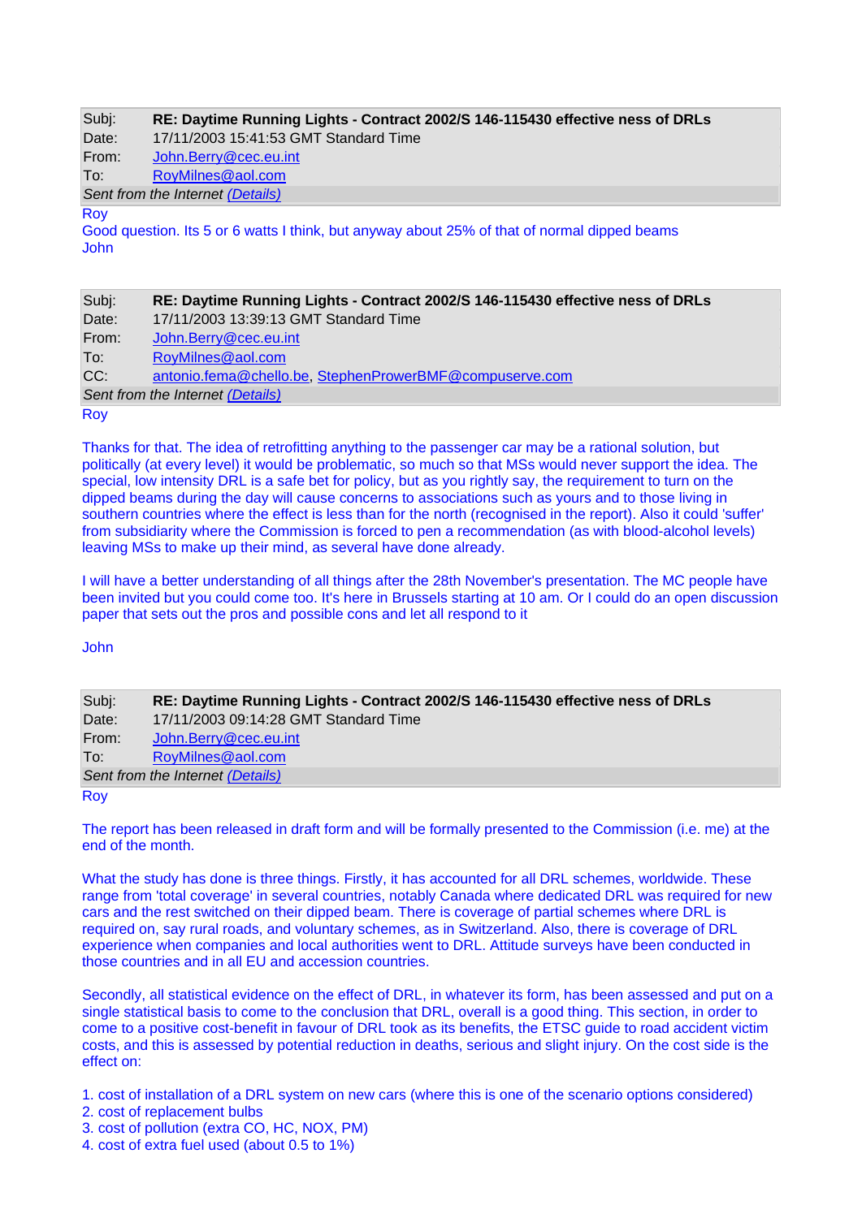| | |
|---|---|
| Subj: | **RE: Daytime Running Lights - Contract 2002/S 146-115430 effective ness of DRLs** |
| Date: | 17/11/2003 15:41:53 GMT Standard Time |
| From: | John.Berry@cec.eu.int |
| To: | RoyMilnes@aol.com |

*Sent from the Internet (Details)*

Roy

Good question. Its 5 or 6 watts I think, but anyway about 25% of that of normal dipped beams

John

| | |
|---|---|
| Subj: | **RE: Daytime Running Lights - Contract 2002/S 146-115430 effective ness of DRLs** |
| Date: | 17/11/2003 13:39:13 GMT Standard Time |
| From: | John.Berry@cec.eu.int |
| To: | RoyMilnes@aol.com |
| CC: | antonio.fema@chello.be, StephenProwerBMF@compuserve.com |

*Sent from the Internet (Details)*

Roy

Thanks for that. The idea of retrofitting anything to the passenger car may be a rational solution, but politically (at every level) it would be problematic, so much so that MSs would never support the idea. The special, low intensity DRL is a safe bet for policy, but as you rightly say, the requirement to turn on the dipped beams during the day will cause concerns to associations such as yours and to those living in southern countries where the effect is less than for the north (recognised in the report). Also it could 'suffer' from subsidiarity where the Commission is forced to pen a recommendation (as with blood-alcohol levels) leaving MSs to make up their mind, as several have done already.

I will have a better understanding of all things after the 28th November's presentation. The MC people have been invited but you could come too. It's here in Brussels starting at 10 am. Or I could do an open discussion paper that sets out the pros and possible cons and let all respond to it

John

| | |
|---|---|
| Subj: | **RE: Daytime Running Lights - Contract 2002/S 146-115430 effective ness of DRLs** |
| Date: | 17/11/2003 09:14:28 GMT Standard Time |
| From: | John.Berry@cec.eu.int |
| To: | RoyMilnes@aol.com |

*Sent from the Internet (Details)*

Roy

The report has been released in draft form and will be formally presented to the Commission (i.e. me) at the end of the month.

What the study has done is three things. Firstly, it has accounted for all DRL schemes, worldwide. These range from 'total coverage' in several countries, notably Canada where dedicated DRL was required for new cars and the rest switched on their dipped beam. There is coverage of partial schemes where DRL is required on, say rural roads, and voluntary schemes, as in Switzerland. Also, there is coverage of DRL experience when companies and local authorities went to DRL. Attitude surveys have been conducted in those countries and in all EU and accession countries.

Secondly, all statistical evidence on the effect of DRL, in whatever its form, has been assessed and put on a single statistical basis to come to the conclusion that DRL, overall is a good thing. This section, in order to come to a positive cost-benefit in favour of DRL took as its benefits, the ETSC guide to road accident victim costs, and this is assessed by potential reduction in deaths, serious and slight injury. On the cost side is the effect on:

1. cost of installation of a DRL system on new cars (where this is one of the scenario options considered)
2. cost of replacement bulbs
3. cost of pollution (extra CO, HC, NOX, PM)
4. cost of extra fuel used (about 0.5 to 1%)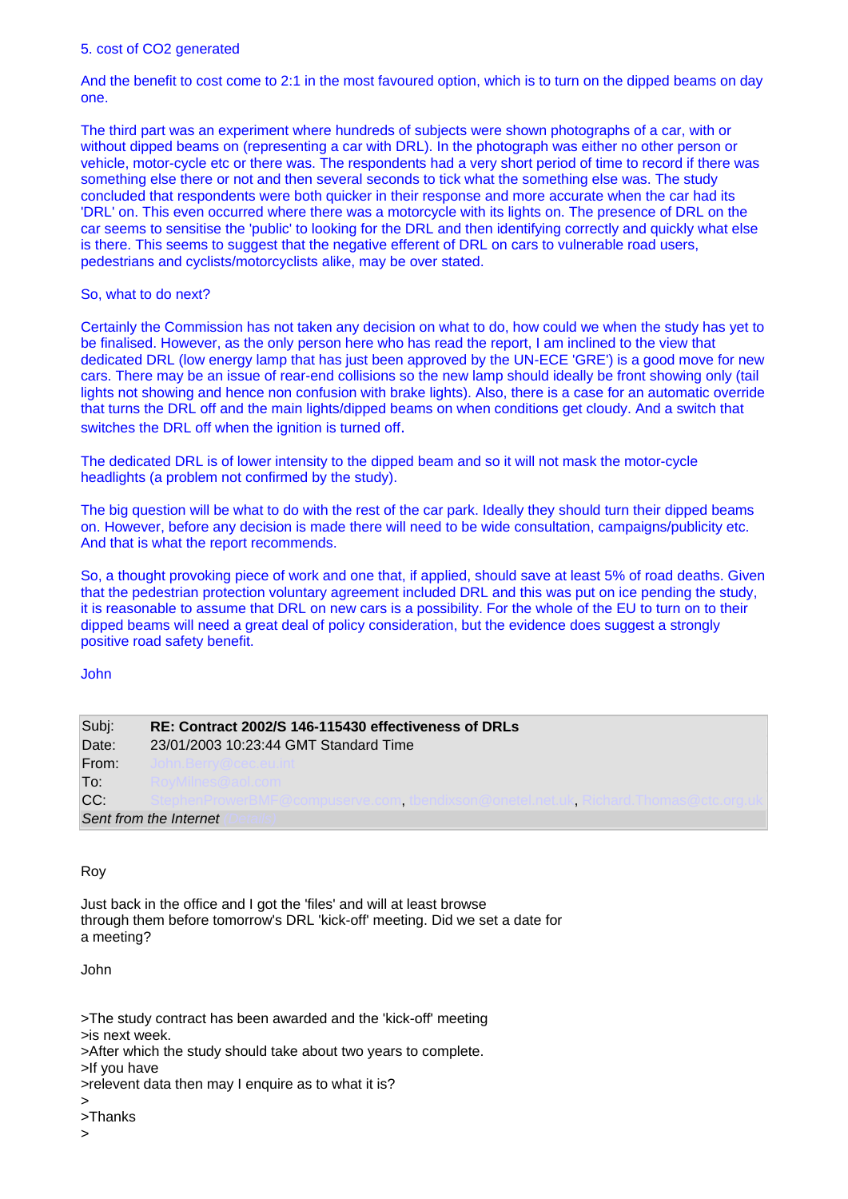5. cost of $CO_2$ generated

And the benefit to cost come to 2:1 in the most favoured option, which is to turn on the dipped beams on day one.

The third part was an experiment where hundreds of subjects were shown photographs of a car, with or without dipped beams on (representing a car with DRL). In the photograph was either no other person or vehicle, motor-cycle etc or there was. The respondents had a very short period of time to record if there was something else there or not and then several seconds to tick what the something else was. The study concluded that respondents were both quicker in their response and more accurate when the car had its 'DRL' on. This even occurred where there was a motorcycle with its lights on. The presence of DRL on the car seems to sensitise the 'public' to looking for the DRL and then identifying correctly and quickly what else is there. This seems to suggest that the negative efferent of DRL on cars to vulnerable road users, pedestrians and cyclists/motorcyclists alike, may be over stated.

So, what to do next?

Certainly the Commission has not taken any decision on what to do, how could we when the study has yet to be finalised. However, as the only person here who has read the report, I am inclined to the view that dedicated DRL (low energy lamp that has just been approved by the UN-ECE 'GRE') is a good move for new cars. There may be an issue of rear-end collisions so the new lamp should ideally be front showing only (tail lights not showing and hence non confusion with brake lights). Also, there is a case for an automatic override that turns the DRL off and the main lights/dipped beams on when conditions get cloudy. And a switch that switches the DRL off when the ignition is turned off.

The dedicated DRL is of lower intensity to the dipped beam and so it will not mask the motor-cycle headlights (a problem not confirmed by the study).

The big question will be what to do with the rest of the car park. Ideally they should turn their dipped beams on. However, before any decision is made there will need to be wide consultation, campaigns/publicity etc. And that is what the report recommends.

So, a thought provoking piece of work and one that, if applied, should save at least 5% of road deaths. Given that the pedestrian protection voluntary agreement included DRL and this was put on ice pending the study, it is reasonable to assume that DRL on new cars is a possibility. For the whole of the EU to turn on to their dipped beams will need a great deal of policy consideration, but the evidence does suggest a strongly positive road safety benefit.

John

| | |
|---|---|
| Subj: | **RE: Contract 2002/S 146-115430 effectiveness of DRLs** |
| Date: | 23/01/2003 10:23:44 GMT Standard Time |
| From: | John.Berry@cec.eu.int |
| To: | RoyMilnes@aol.com |
| CC: | StephenProwerBMF@compuserve.com, tbendixson@onetel.net.uk, Richard.Thomas@ctc.org.uk |
| *Sent from the Internet* | |

Roy

Just back in the office and I got the 'files' and will at least browse through them before tomorrow's DRL 'kick-off' meeting. Did we set a date for a meeting?

John

>The study contract has been awarded and the 'kick-off' meeting
>is next week.
>After which the study should take about two years to complete.
>If you have
>relevent data then may I enquire as to what it is?
>
>Thanks
>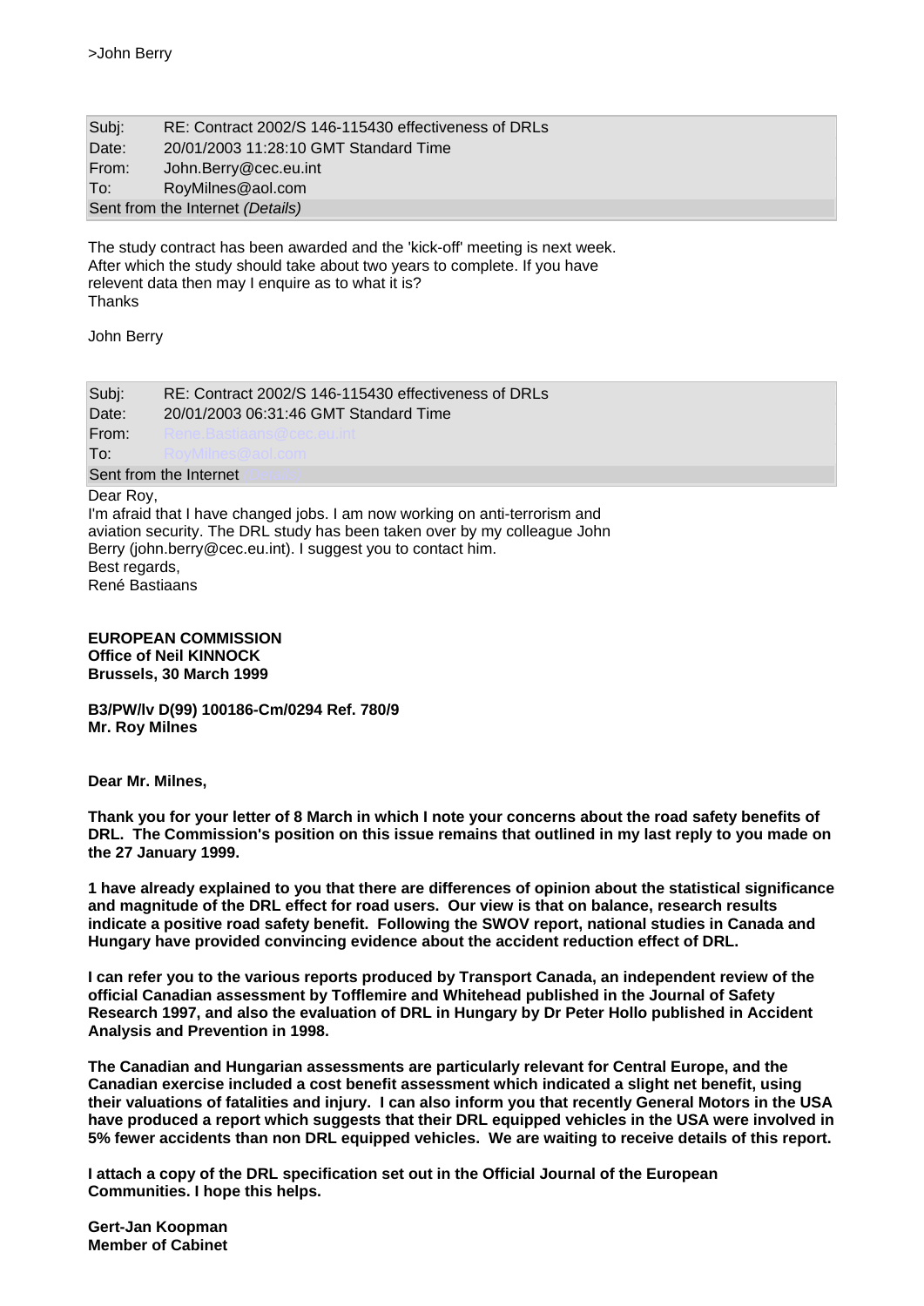>John Berry

| Subj: | RE: Contract 2002/S 146-115430 effectiveness of DRLs |
| --- | --- |
| Date: | 20/01/2003 11:28:10 GMT Standard Time |
| From: | John.Berry@cec.eu.int |
| To: | RoyMilnes@aol.com |
| Sent from the Internet *(Details)* | |

The study contract has been awarded and the 'kick-off' meeting is next week. After which the study should take about two years to complete. If you have relevent data then may I enquire as to what it is?
Thanks

John Berry

| Subj: | RE: Contract 2002/S 146-115430 effectiveness of DRLs |
| --- | --- |
| Date: | 20/01/2003 06:31:46 GMT Standard Time |
| From: | Rene.Bastiaans@cec.eu.int |
| To: | RoyMilnes@aol.com |
| Sent from the Internet (Details) | |

Dear Roy,
I'm afraid that I have changed jobs. I am now working on anti-terrorism and aviation security. The DRL study has been taken over by my colleague John Berry (john.berry@cec.eu.int). I suggest you to contact him.
Best regards,
René Bastiaans

**EUROPEAN COMMISSION**
**Office of Neil KINNOCK**
**Brussels, 30 March 1999**

**B3/PW/lv D(99) 100186-Cm/0294 Ref. 780/9**
**Mr. Roy Milnes**

**Dear Mr. Milnes,**

**Thank you for your letter of 8 March in which I note your concerns about the road safety benefits of DRL. The Commission's position on this issue remains that outlined in my last reply to you made on the 27 January 1999.**

**1 have already explained to you that there are differences of opinion about the statistical significance and magnitude of the DRL effect for road users. Our view is that on balance, research results indicate a positive road safety benefit. Following the SWOV report, national studies in Canada and Hungary have provided convincing evidence about the accident reduction effect of DRL.**

**I can refer you to the various reports produced by Transport Canada, an independent review of the official Canadian assessment by Tofflemire and Whitehead published in the Journal of Safety Research 1997, and also the evaluation of DRL in Hungary by Dr Peter Hollo published in Accident Analysis and Prevention in 1998.**

**The Canadian and Hungarian assessments are particularly relevant for Central Europe, and the Canadian exercise included a cost benefit assessment which indicated a slight net benefit, using their valuations of fatalities and injury. I can also inform you that recently General Motors in the USA have produced a report which suggests that their DRL equipped vehicles in the USA were involved in 5% fewer accidents than non DRL equipped vehicles. We are waiting to receive details of this report.**

**I attach a copy of the DRL specification set out in the Official Journal of the European Communities. I hope this helps.**

**Gert-Jan Koopman**
**Member of Cabinet**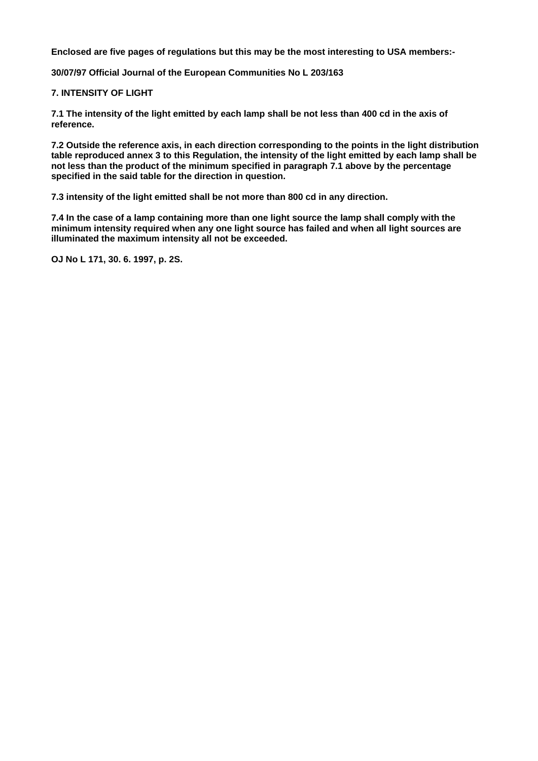**Enclosed are five pages of regulations but this may be the most interesting to USA members:-**

**30/07/97 Official Journal of the European Communities No L 203/163**

**7. INTENSITY OF LIGHT**

**7.1 The intensity of the light emitted by each lamp shall be not less than 400 cd in the axis of reference.**

**7.2 Outside the reference axis, in each direction corresponding to the points in the light distribution table reproduced annex 3 to this Regulation, the intensity of the light emitted by each lamp shall be not less than the product of the minimum specified in paragraph 7.1 above by the percentage specified in the said table for the direction in question.**

**7.3 intensity of the light emitted shall be not more than 800 cd in any direction.**

**7.4 In the case of a lamp containing more than one light source the lamp shall comply with the minimum intensity required when any one light source has failed and when all light sources are illuminated the maximum intensity all not be exceeded.**

**OJ No L 171, 30. 6. 1997, p. 2S.**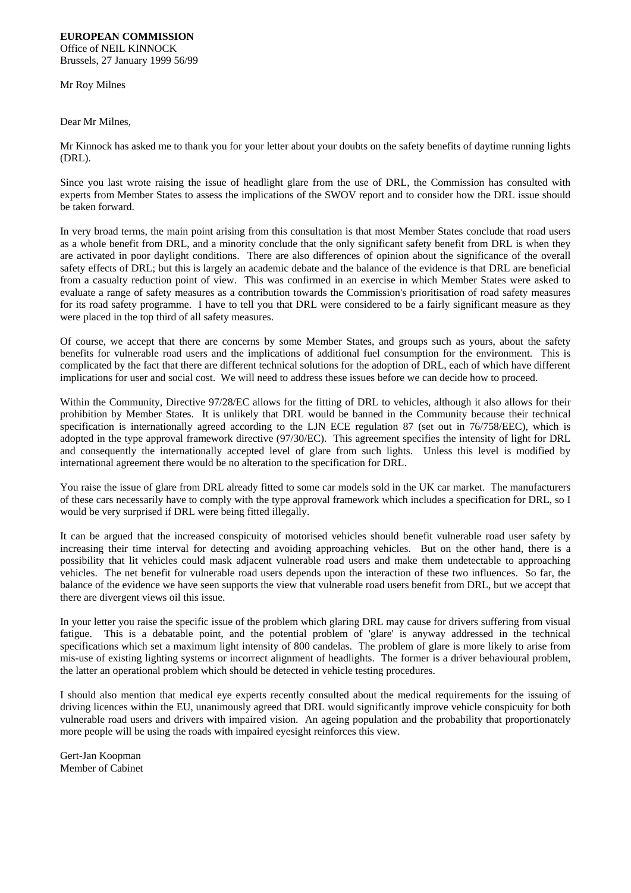**EUROPEAN COMMISSION**
Office of NEIL KINNOCK
Brussels, 27 January 1999 56/99

Mr Roy Milnes

Dear Mr Milnes,

Mr Kinnock has asked me to thank you for your letter about your doubts on the safety benefits of daytime running lights (DRL).

Since you last wrote raising the issue of headlight glare from the use of DRL, the Commission has consulted with experts from Member States to assess the implications of the SWOV report and to consider how the DRL issue should be taken forward.

In very broad terms, the main point arising from this consultation is that most Member States conclude that road users as a whole benefit from DRL, and a minority conclude that the only significant safety benefit from DRL is when they are activated in poor daylight conditions. There are also differences of opinion about the significance of the overall safety effects of DRL; but this is largely an academic debate and the balance of the evidence is that DRL are beneficial from a casualty reduction point of view. This was confirmed in an exercise in which Member States were asked to evaluate a range of safety measures as a contribution towards the Commission's prioritisation of road safety measures for its road safety programme. I have to tell you that DRL were considered to be a fairly significant measure as they were placed in the top third of all safety measures.

Of course, we accept that there are concerns by some Member States, and groups such as yours, about the safety benefits for vulnerable road users and the implications of additional fuel consumption for the environment. This is complicated by the fact that there are different technical solutions for the adoption of DRL, each of which have different implications for user and social cost. We will need to address these issues before we can decide how to proceed.

Within the Community, Directive 97/28/EC allows for the fitting of DRL to vehicles, although it also allows for their prohibition by Member States. It is unlikely that DRL would be banned in the Community because their technical specification is internationally agreed according to the LJN ECE regulation 87 (set out in 76/758/EEC), which is adopted in the type approval framework directive (97/30/EC). This agreement specifies the intensity of light for DRL and consequently the internationally accepted level of glare from such lights. Unless this level is modified by international agreement there would be no alteration to the specification for DRL.

You raise the issue of glare from DRL already fitted to some car models sold in the UK car market. The manufacturers of these cars necessarily have to comply with the type approval framework which includes a specification for DRL, so I would be very surprised if DRL were being fitted illegally.

It can be argued that the increased conspicuity of motorised vehicles should benefit vulnerable road user safety by increasing their time interval for detecting and avoiding approaching vehicles. But on the other hand, there is a possibility that lit vehicles could mask adjacent vulnerable road users and make them undetectable to approaching vehicles. The net benefit for vulnerable road users depends upon the interaction of these two influences. So far, the balance of the evidence we have seen supports the view that vulnerable road users benefit from DRL, but we accept that there are divergent views oil this issue.

In your letter you raise the specific issue of the problem which glaring DRL may cause for drivers suffering from visual fatigue. This is a debatable point, and the potential problem of 'glare' is anyway addressed in the technical specifications which set a maximum light intensity of 800 candelas. The problem of glare is more likely to arise from mis-use of existing lighting systems or incorrect alignment of headlights. The former is a driver behavioural problem, the latter an operational problem which should be detected in vehicle testing procedures.

I should also mention that medical eye experts recently consulted about the medical requirements for the issuing of driving licences within the EU, unanimously agreed that DRL would significantly improve vehicle conspicuity for both vulnerable road users and drivers with impaired vision. An ageing population and the probability that proportionately more people will be using the roads with impaired eyesight reinforces this view.

Gert-Jan Koopman
Member of Cabinet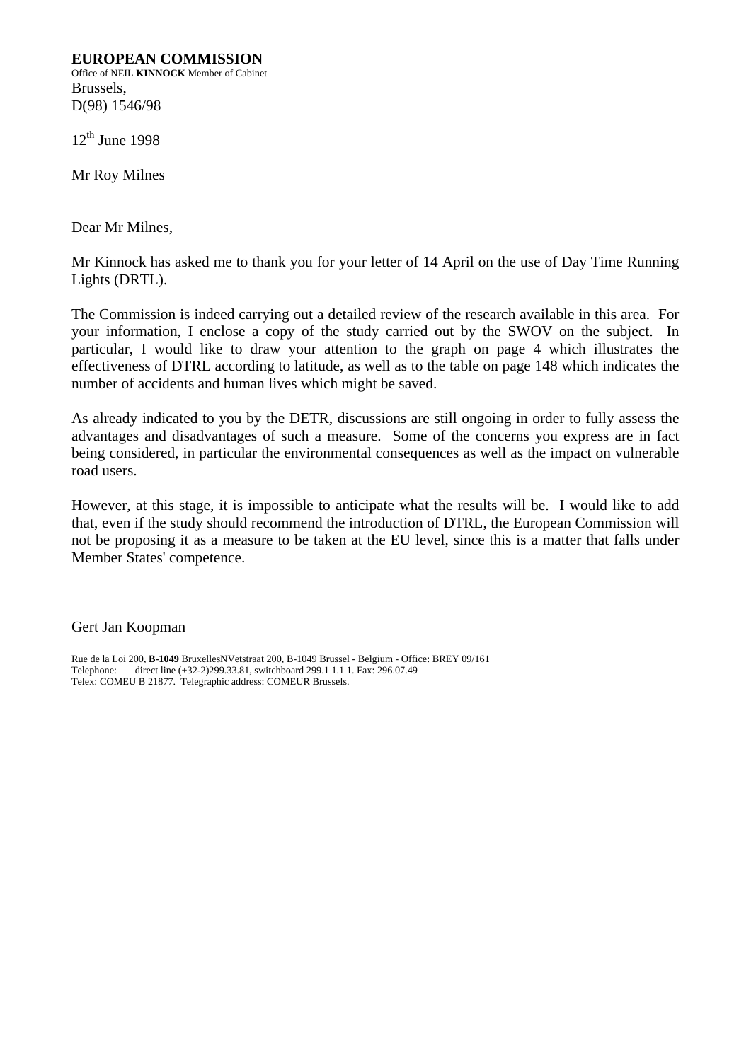**EUROPEAN COMMISSION**
Office of NEIL **KINNOCK** Member of Cabinet
Brussels,
D(98) 1546/98

12th June 1998

Mr Roy Milnes

Dear Mr Milnes,

Mr Kinnock has asked me to thank you for your letter of 14 April on the use of Day Time Running Lights (DRTL).

The Commission is indeed carrying out a detailed review of the research available in this area. For your information, I enclose a copy of the study carried out by the SWOV on the subject. In particular, I would like to draw your attention to the graph on page 4 which illustrates the effectiveness of DTRL according to latitude, as well as to the table on page 148 which indicates the number of accidents and human lives which might be saved.

As already indicated to you by the DETR, discussions are still ongoing in order to fully assess the advantages and disadvantages of such a measure. Some of the concerns you express are in fact being considered, in particular the environmental consequences as well as the impact on vulnerable road users.

However, at this stage, it is impossible to anticipate what the results will be. I would like to add that, even if the study should recommend the introduction of DTRL, the European Commission will not be proposing it as a measure to be taken at the EU level, since this is a matter that falls under Member States' competence.

Gert Jan Koopman

Rue de la Loi 200, **B-1049** BruxellesNVetstraat 200, B-1049 Brussel - Belgium - Office: BREY 09/161
Telephone: direct line (+32-2)299.33.81, switchboard 299.1 1.1 1. Fax: 296.07.49
Telex: COMEU B 21877. Telegraphic address: COMEUR Brussels.